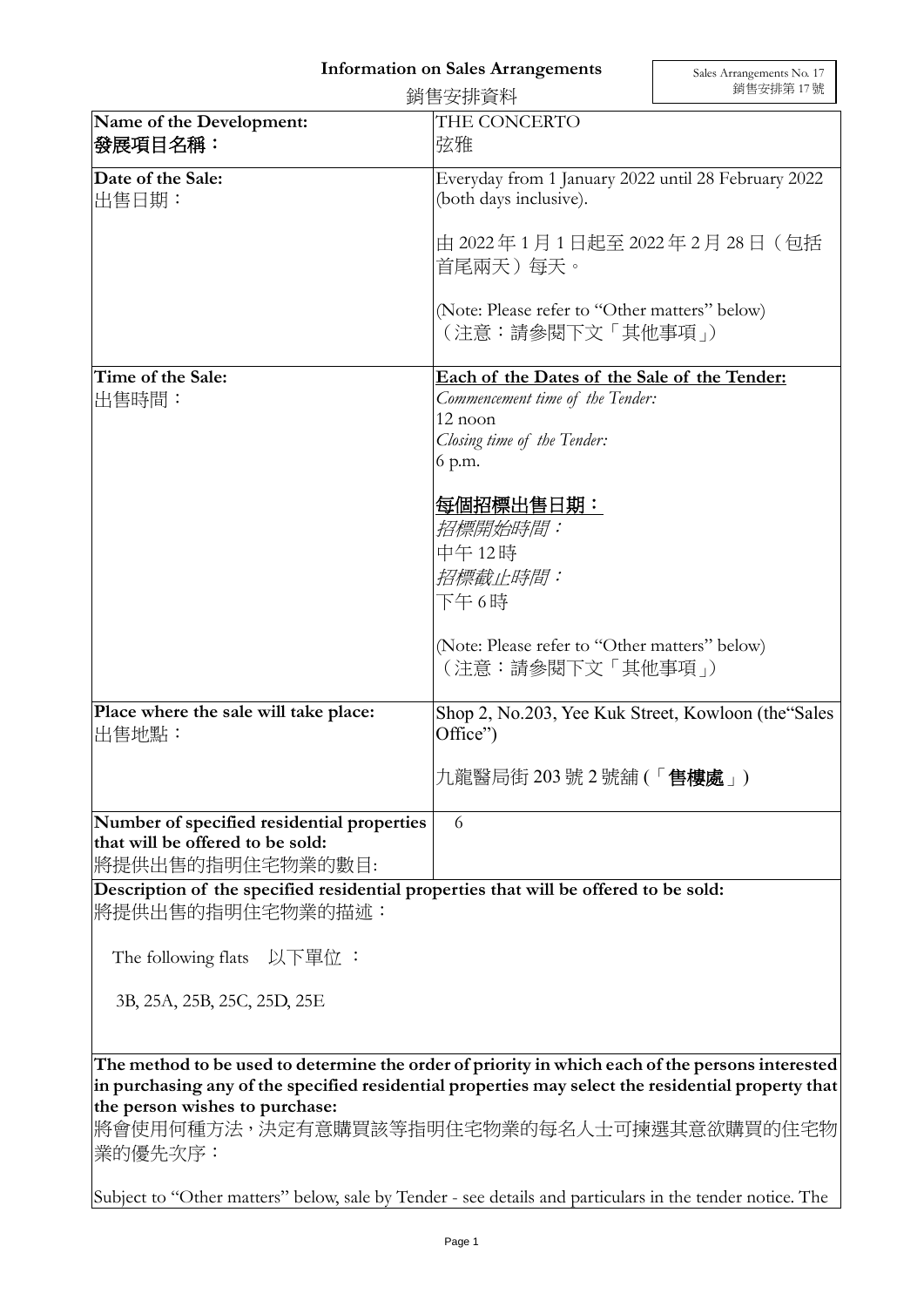# Information on Sales Arrangements

銷售安排資料

Sales Arrangements No. 17
銷售安排第 17 號

| | |
|---|---|
| **Name of the Development:**<br>**發展項目名稱：** | THE CONCERTO<br>弦雅 |
| **Date of the Sale:**<br>出售日期： | Everyday from 1 January 2022 until 28 February 2022 (both days inclusive).<br><br>由 2022 年 1 月 1 日起至 2022 年 2 月 28 日（包括首尾兩天）每天。<br><br>(Note: Please refer to "Other matters" below)<br>（注意：請參閱下文「其他事項」) |
| **Time of the Sale:**<br>出售時間： | <u>**Each of the Dates of the Sale of the Tender:**</u><br>*Commencement time of the Tender:*<br>12 noon<br>*Closing time of the Tender:*<br>6 p.m.<br><br><u>**每個招標出售日期：**</u><br>*招標開始時間：*<br>中午 12時<br>*招標截止時間：*<br>下午 6時<br><br>(Note: Please refer to "Other matters" below)<br>（注意：請參閱下文「其他事項」) |
| **Place where the sale will take place:**<br>出售地點： | Shop 2, No.203, Yee Kuk Street, Kowloon (the"Sales Office")<br><br>九龍醫局街 203 號 2 號舖 (「**售樓處**」) |
| **Number of specified residential properties that will be offered to be sold:**<br>將提供出售的指明住宅物業的數目: | 6 |

**Description of the specified residential properties that will be offered to be sold:**
將提供出售的指明住宅物業的描述：

The following flats 以下單位 ：

3B, 25A, 25B, 25C, 25D, 25E

**The method to be used to determine the order of priority in which each of the persons interested in purchasing any of the specified residential properties may select the residential property that the person wishes to purchase:**
將會使用何種方法，決定有意購買該等指明住宅物業的每名人士可揀選其意欲購買的住宅物業的優先次序：

Subject to "Other matters" below, sale by Tender - see details and particulars in the tender notice. The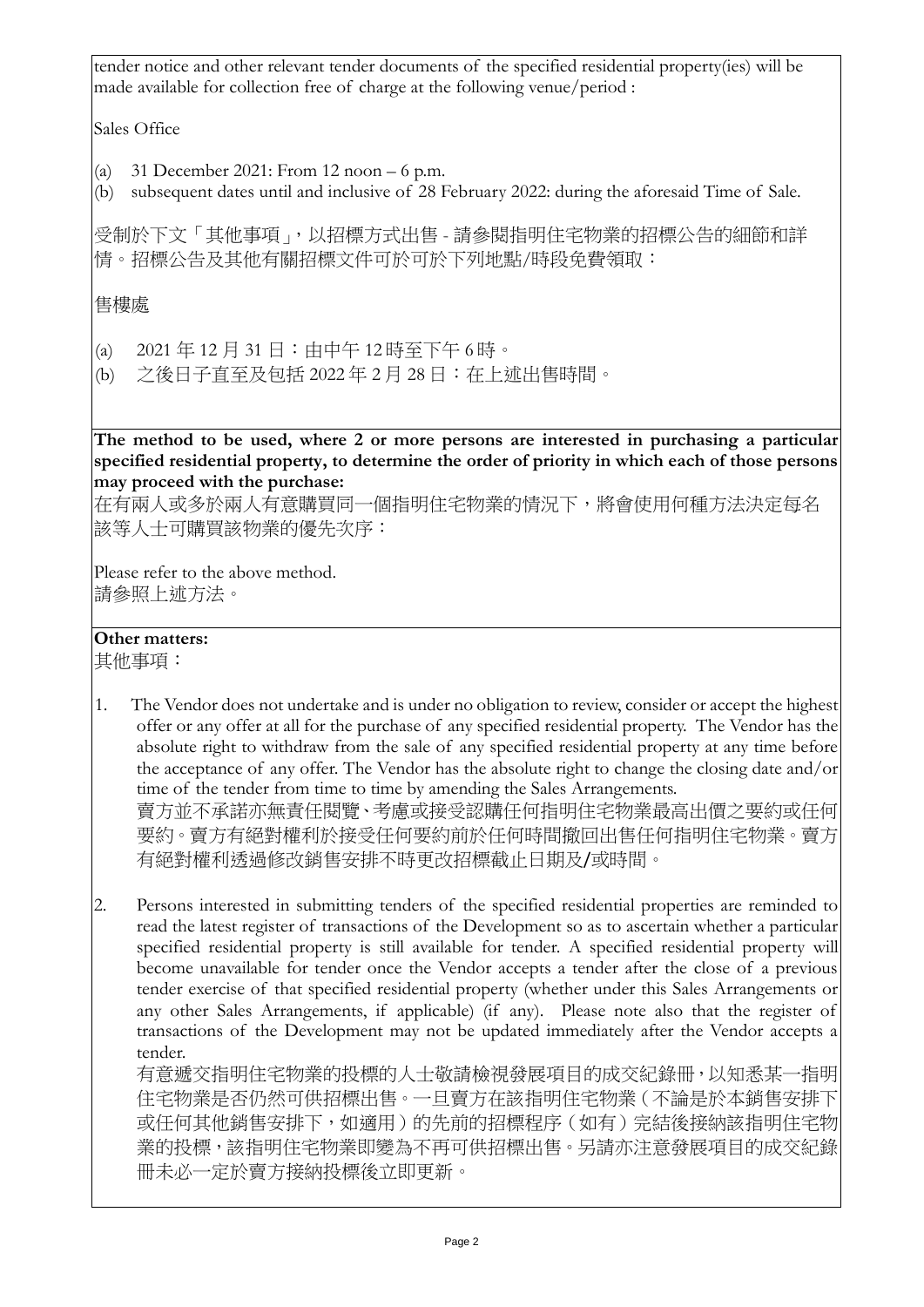tender notice and other relevant tender documents of the specified residential property(ies) will be made available for collection free of charge at the following venue/period :

Sales Office

(a) 31 December 2021: From 12 noon – 6 p.m.
(b) subsequent dates until and inclusive of 28 February 2022: during the aforesaid Time of Sale.

受制於下文「其他事項」，以招標方式出售 - 請參閱指明住宅物業的招標公告的細節和詳情。招標公告及其他有關招標文件可於可於下列地點/時段免費領取：

售樓處

(a) 2021 年 12 月 31 日：由中午 12時至下午 6時。
(b) 之後日子直至及包括 2022 年 2 月 28 日：在上述出售時間。

**The method to be used, where 2 or more persons are interested in purchasing a particular specified residential property, to determine the order of priority in which each of those persons may proceed with the purchase:**
在有兩人或多於兩人有意購買同一個指明住宅物業的情況下，將會使用何種方法決定每名該等人士可購買該物業的優先次序：

Please refer to the above method.
請參照上述方法。

**Other matters:**
其他事項：

1. The Vendor does not undertake and is under no obligation to review, consider or accept the highest offer or any offer at all for the purchase of any specified residential property. The Vendor has the absolute right to withdraw from the sale of any specified residential property at any time before the acceptance of any offer. The Vendor has the absolute right to change the closing date and/or time of the tender from time to time by amending the Sales Arrangements.
賣方並不承諾亦無責任閱覽、考慮或接受認購任何指明住宅物業最高出價之要約或任何要約。賣方有絕對權利於接受任何要約前於任何時間撤回出售任何指明住宅物業。賣方有絕對權利透過修改銷售安排不時更改招標截止日期及/或時間。

2. Persons interested in submitting tenders of the specified residential properties are reminded to read the latest register of transactions of the Development so as to ascertain whether a particular specified residential property is still available for tender. A specified residential property will become unavailable for tender once the Vendor accepts a tender after the close of a previous tender exercise of that specified residential property (whether under this Sales Arrangements or any other Sales Arrangements, if applicable) (if any). Please note also that the register of transactions of the Development may not be updated immediately after the Vendor accepts a tender.
有意遞交指明住宅物業的投標的人士敬請檢視發展項目的成交紀錄冊，以知悉某一指明住宅物業是否仍然可供招標出售。一旦賣方在該指明住宅物業（不論是於本銷售安排下或任何其他銷售安排下，如適用）的先前的招標程序（如有）完結後接納該指明住宅物業的投標，該指明住宅物業即變為不再可供招標出售。另請亦注意發展項目的成交紀錄冊未必一定於賣方接納投標後立即更新。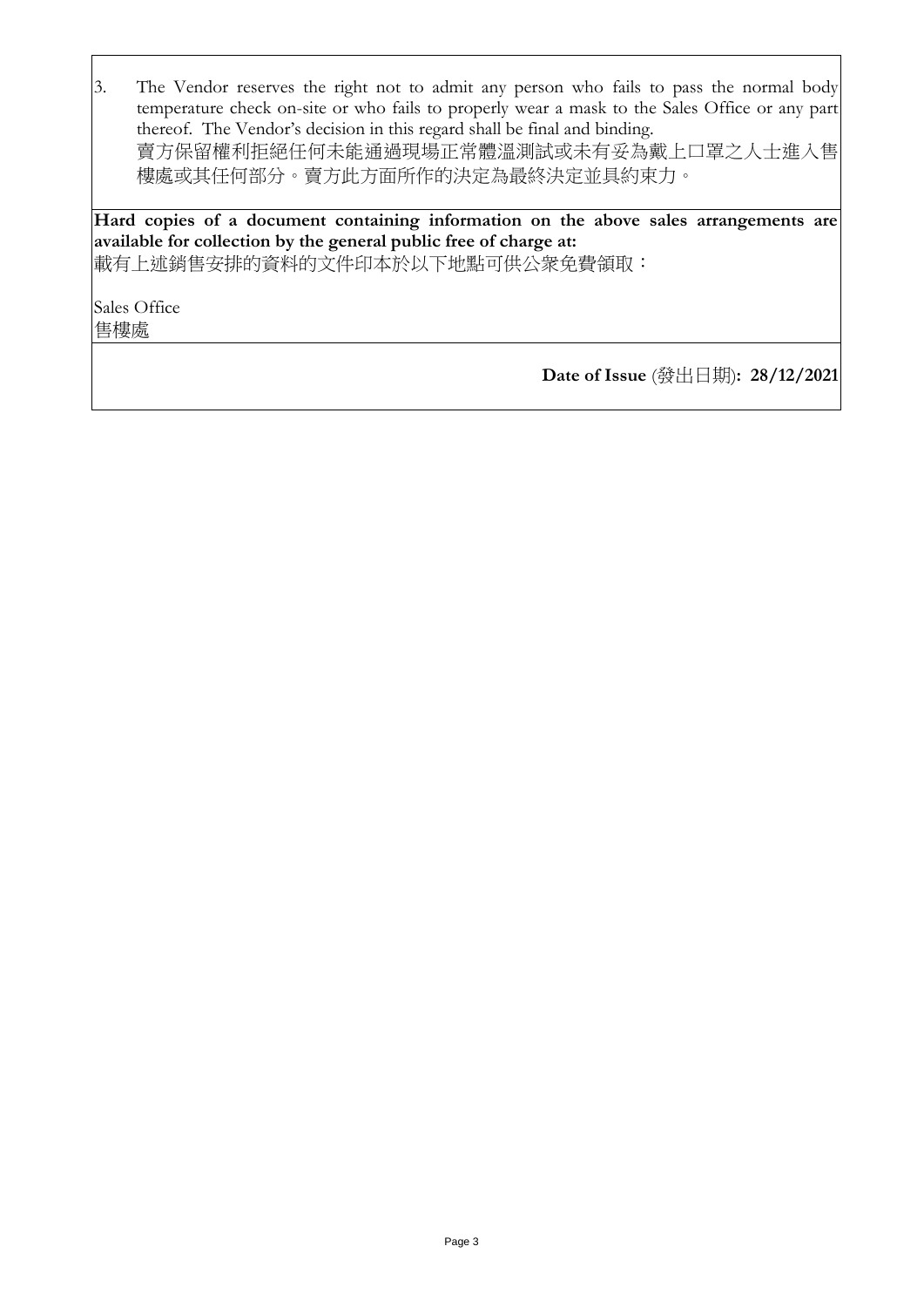3. The Vendor reserves the right not to admit any person who fails to pass the normal body temperature check on-site or who fails to properly wear a mask to the Sales Office or any part thereof. The Vendor's decision in this regard shall be final and binding.
賣方保留權利拒絕任何未能通過現場正常體溫測試或未有妥為戴上口罩之人士進入售樓處或其任何部分。賣方此方面所作的決定為最終決定並具約束力。

**Hard copies of a document containing information on the above sales arrangements are available for collection by the general public free of charge at:**
載有上述銷售安排的資料的文件印本於以下地點可供公眾免費領取：

Sales Office
售樓處

**Date of Issue** (發出日期)**: 28/12/2021**